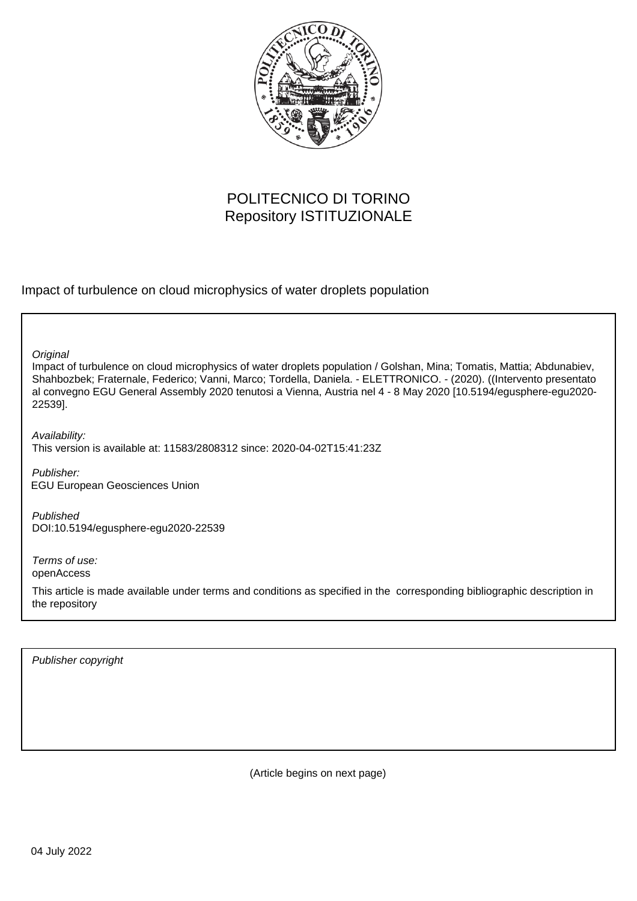POLITECNICO DI TORINO
Repository ISTITUZIONALE

Impact of turbulence on cloud microphysics of water droplets population

*Original*
Impact of turbulence on cloud microphysics of water droplets population / Golshan, Mina; Tomatis, Mattia; Abdunabiev, Shahbozbek; Fraternale, Federico; Vanni, Marco; Tordella, Daniela. - ELETTRONICO. - (2020). ((Intervento presentato al convegno EGU General Assembly 2020 tenutosi a Vienna, Austria nel 4 - 8 May 2020 [10.5194/egusphere-egu2020-22539].

*Availability:*
This version is available at: 11583/2808312 since: 2020-04-02T15:41:23Z

*Publisher:*
EGU European Geosciences Union

*Published*
DOI:10.5194/egusphere-egu2020-22539

*Terms of use:*
openAccess

This article is made available under terms and conditions as specified in the corresponding bibliographic description in the repository

*Publisher copyright*

(Article begins on next page)

04 July 2022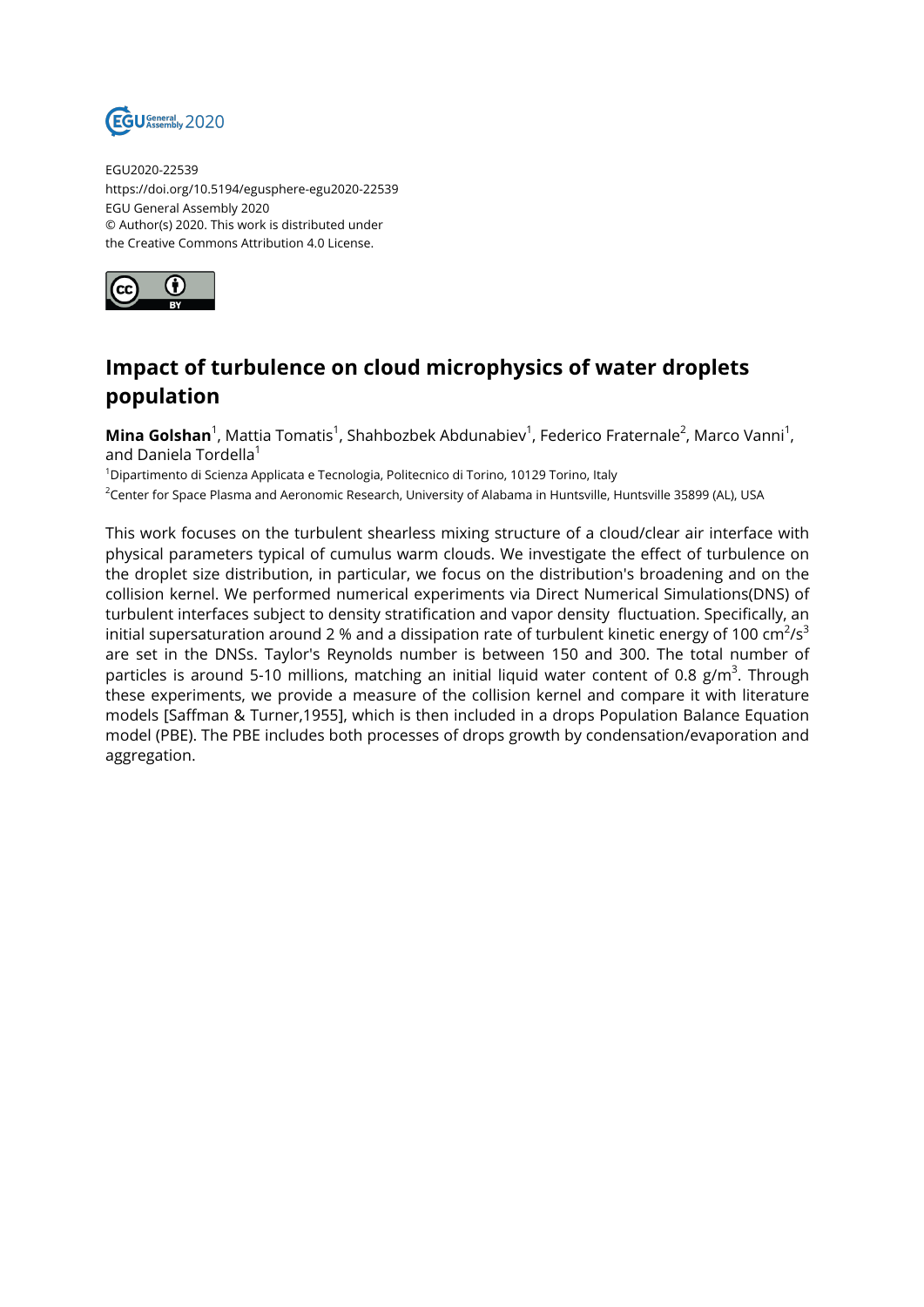EGU2020-22539
https://doi.org/10.5194/egusphere-egu2020-22539
EGU General Assembly 2020
© Author(s) 2020. This work is distributed under
the Creative Commons Attribution 4.0 License.

# Impact of turbulence on cloud microphysics of water droplets population

**Mina Golshan**[1], Mattia Tomatis[1], Shahbozbek Abdunabiev[1], Federico Fraternale[2], Marco Vanni[1], and Daniela Tordella[1]

[1]Dipartimento di Scienza Applicata e Tecnologia, Politecnico di Torino, 10129 Torino, Italy

[2]Center for Space Plasma and Aeronomic Research, University of Alabama in Huntsville, Huntsville 35899 (AL), USA

This work focuses on the turbulent shearless mixing structure of a cloud/clear air interface with physical parameters typical of cumulus warm clouds. We investigate the effect of turbulence on the droplet size distribution, in particular, we focus on the distribution's broadening and on the collision kernel. We performed numerical experiments via Direct Numerical Simulations(DNS) of turbulent interfaces subject to density stratification and vapor density fluctuation. Specifically, an initial supersaturation around 2 % and a dissipation rate of turbulent kinetic energy of 100 $cm^2/s^3$ are set in the DNSs. Taylor's Reynolds number is between 150 and 300. The total number of particles is around 5-10 millions, matching an initial liquid water content of 0.8 $g/m^3$. Through these experiments, we provide a measure of the collision kernel and compare it with literature models [Saffman & Turner,1955], which is then included in a drops Population Balance Equation model (PBE). The PBE includes both processes of drops growth by condensation/evaporation and aggregation.